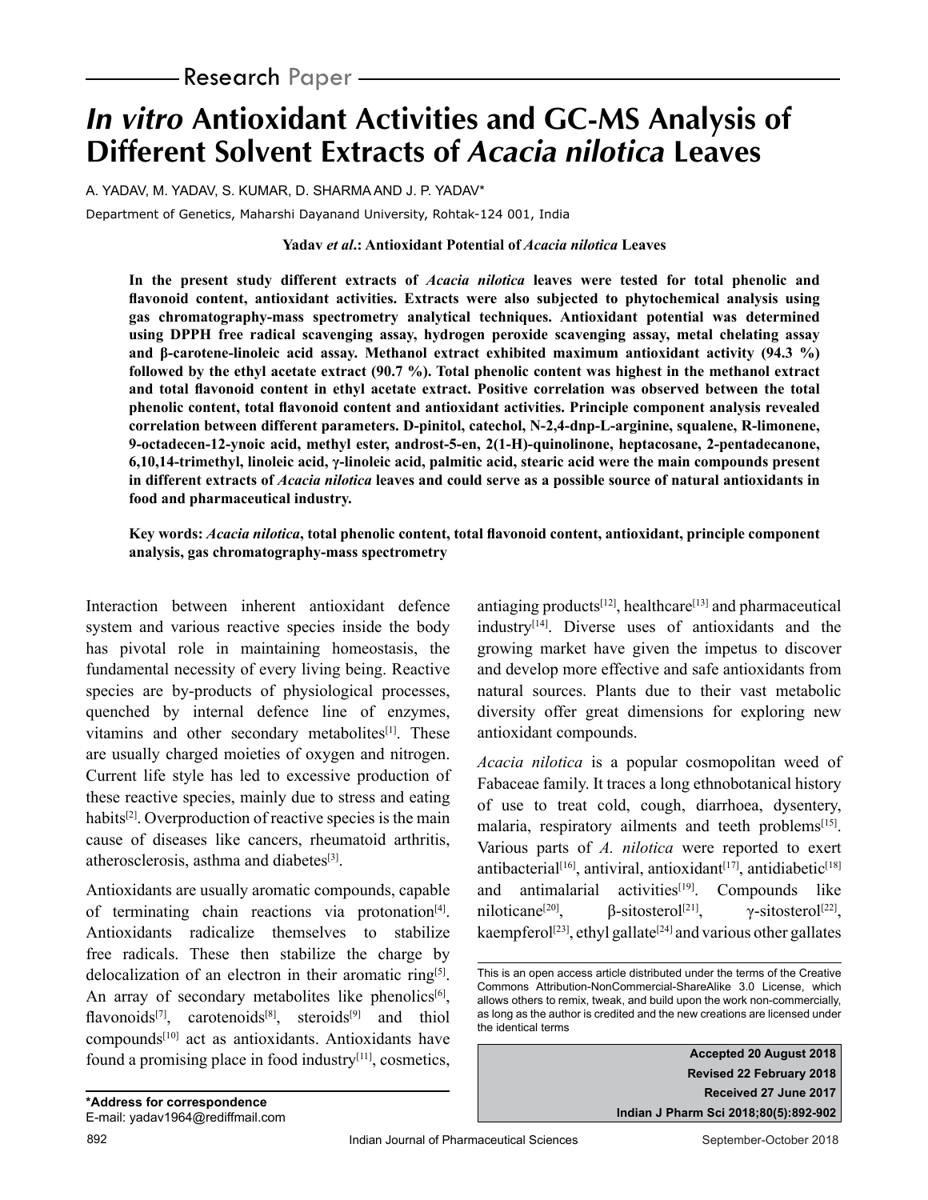Research Paper

# *In vitro* Antioxidant Activities and GC-MS Analysis of Different Solvent Extracts of *Acacia nilotica* Leaves

A. YADAV, M. YADAV, S. KUMAR, D. SHARMA AND J. P. YADAV*

Department of Genetics, Maharshi Dayanand University, Rohtak-124 001, India

**Yadav *et al*.: Antioxidant Potential of *Acacia nilotica* Leaves**

**In the present study different extracts of *Acacia nilotica* leaves were tested for total phenolic and flavonoid content, antioxidant activities. Extracts were also subjected to phytochemical analysis using gas chromatography-mass spectrometry analytical techniques. Antioxidant potential was determined using DPPH free radical scavenging assay, hydrogen peroxide scavenging assay, metal chelating assay and β-carotene-linoleic acid assay. Methanol extract exhibited maximum antioxidant activity (94.3 %) followed by the ethyl acetate extract (90.7 %). Total phenolic content was highest in the methanol extract and total flavonoid content in ethyl acetate extract. Positive correlation was observed between the total phenolic content, total flavonoid content and antioxidant activities. Principle component analysis revealed correlation between different parameters. D-pinitol, catechol, N-2,4-dnp-L-arginine, squalene, R-limonene, 9-octadecen-12-ynoic acid, methyl ester, androst-5-en, 2(1-H)-quinolinone, heptacosane, 2-pentadecanone, 6,10,14-trimethyl, linoleic acid, γ-linoleic acid, palmitic acid, stearic acid were the main compounds present in different extracts of *Acacia nilotica* leaves and could serve as a possible source of natural antioxidants in food and pharmaceutical industry.**

**Key words: *Acacia nilotica*, total phenolic content, total flavonoid content, antioxidant, principle component analysis, gas chromatography-mass spectrometry**

Interaction between inherent antioxidant defence system and various reactive species inside the body has pivotal role in maintaining homeostasis, the fundamental necessity of every living being. Reactive species are by-products of physiological processes, quenched by internal defence line of enzymes, vitamins and other secondary metabolites[1]. These are usually charged moieties of oxygen and nitrogen. Current life style has led to excessive production of these reactive species, mainly due to stress and eating habits[2]. Overproduction of reactive species is the main cause of diseases like cancers, rheumatoid arthritis, atherosclerosis, asthma and diabetes[3].

Antioxidants are usually aromatic compounds, capable of terminating chain reactions via protonation[4]. Antioxidants radicalize themselves to stabilize free radicals. These then stabilize the charge by delocalization of an electron in their aromatic ring[5]. An array of secondary metabolites like phenolics[6], flavonoids[7], carotenoids[8], steroids[9] and thiol compounds[10] act as antioxidants. Antioxidants have found a promising place in food industry[11], cosmetics, antiaging products[12], healthcare[13] and pharmaceutical industry[14]. Diverse uses of antioxidants and the growing market have given the impetus to discover and develop more effective and safe antioxidants from natural sources. Plants due to their vast metabolic diversity offer great dimensions for exploring new antioxidant compounds.

*Acacia nilotica* is a popular cosmopolitan weed of Fabaceae family. It traces a long ethnobotanical history of use to treat cold, cough, diarrhoea, dysentery, malaria, respiratory ailments and teeth problems[15]. Various parts of *A. nilotica* were reported to exert antibacterial[16], antiviral, antioxidant[17], antidiabetic[18] and antimalarial activities[19]. Compounds like niloticane[20], β-sitosterol[21], γ-sitosterol[22], kaempferol[23], ethyl gallate[24] and various other gallates

This is an open access article distributed under the terms of the Creative Commons Attribution-NonCommercial-ShareAlike 3.0 License, which allows others to remix, tweak, and build upon the work non-commercially, as long as the author is credited and the new creations are licensed under the identical terms

**Accepted 20 August 2018**
**Revised 22 February 2018**
**Received 27 June 2017**
**Indian J Pharm Sci 2018;80(5):892-902**

***Address for correspondence**
E-mail: yadav1964@rediffmail.com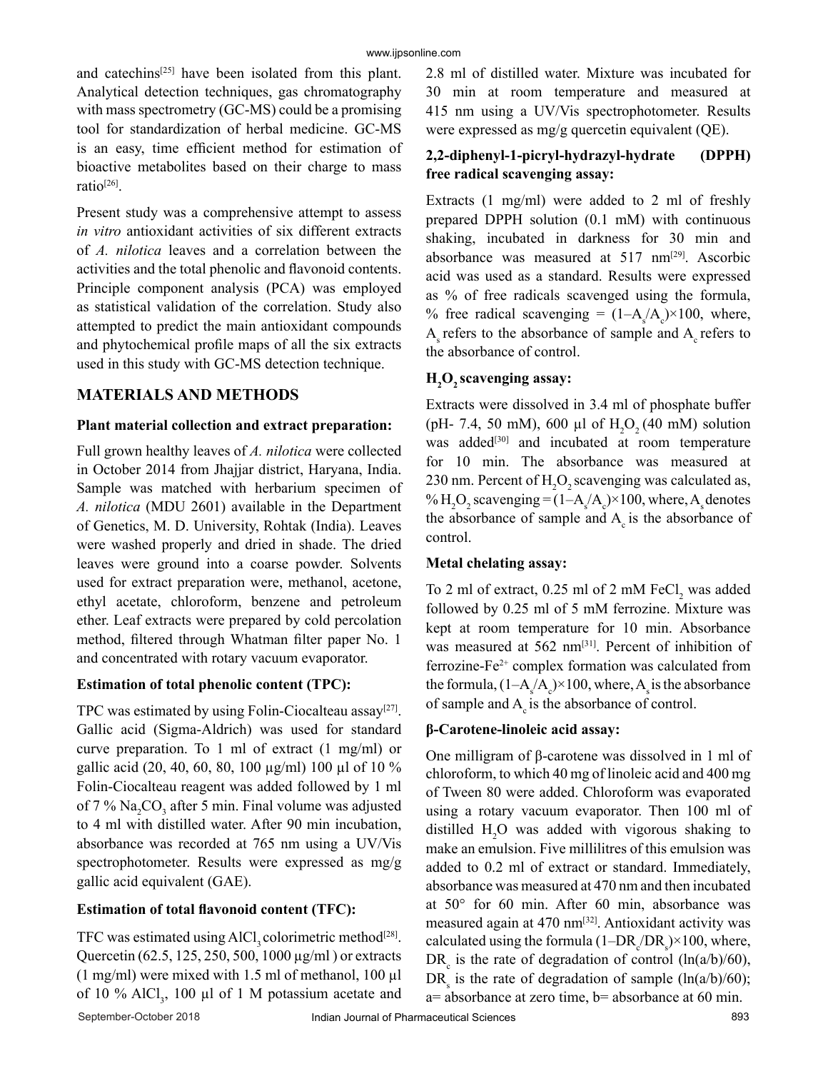and catechins[25] have been isolated from this plant. Analytical detection techniques, gas chromatography with mass spectrometry (GC-MS) could be a promising tool for standardization of herbal medicine. GC-MS is an easy, time efficient method for estimation of bioactive metabolites based on their charge to mass ratio[26].

Present study was a comprehensive attempt to assess *in vitro* antioxidant activities of six different extracts of *A. nilotica* leaves and a correlation between the activities and the total phenolic and flavonoid contents. Principle component analysis (PCA) was employed as statistical validation of the correlation. Study also attempted to predict the main antioxidant compounds and phytochemical profile maps of all the six extracts used in this study with GC-MS detection technique.

## MATERIALS AND METHODS

### Plant material collection and extract preparation:

Full grown healthy leaves of *A. nilotica* were collected in October 2014 from Jhajjar district, Haryana, India. Sample was matched with herbarium specimen of *A. nilotica* (MDU 2601) available in the Department of Genetics, M. D. University, Rohtak (India). Leaves were washed properly and dried in shade. The dried leaves were ground into a coarse powder. Solvents used for extract preparation were, methanol, acetone, ethyl acetate, chloroform, benzene and petroleum ether. Leaf extracts were prepared by cold percolation method, filtered through Whatman filter paper No. 1 and concentrated with rotary vacuum evaporator.

### Estimation of total phenolic content (TPC):

TPC was estimated by using Folin-Ciocalteau assay[27]. Gallic acid (Sigma-Aldrich) was used for standard curve preparation. To 1 ml of extract (1 mg/ml) or gallic acid (20, 40, 60, 80, 100 μg/ml) 100 μl of 10 % Folin-Ciocalteau reagent was added followed by 1 ml of 7 % $Na_2CO_3$ after 5 min. Final volume was adjusted to 4 ml with distilled water. After 90 min incubation, absorbance was recorded at 765 nm using a UV/Vis spectrophotometer. Results were expressed as mg/g gallic acid equivalent (GAE).

### Estimation of total flavonoid content (TFC):

TFC was estimated using $AlCl_3$ colorimetric method[28]. Quercetin (62.5, 125, 250, 500, 1000 μg/ml ) or extracts (1 mg/ml) were mixed with 1.5 ml of methanol, 100 μl of 10 % $AlCl_3$, 100 μl of 1 M potassium acetate and 2.8 ml of distilled water. Mixture was incubated for 30 min at room temperature and measured at 415 nm using a UV/Vis spectrophotometer. Results were expressed as mg/g quercetin equivalent (QE).

### 2,2-diphenyl-1-picryl-hydrazyl-hydrate (DPPH) free radical scavenging assay:

Extracts (1 mg/ml) were added to 2 ml of freshly prepared DPPH solution (0.1 mM) with continuous shaking, incubated in darkness for 30 min and absorbance was measured at 517 nm[29]. Ascorbic acid was used as a standard. Results were expressed as % of free radicals scavenged using the formula, % free radical scavenging = $(1–A_s/A_c)×100$, where, $A_s$ refers to the absorbance of sample and $A_c$ refers to the absorbance of control.

### $H_2O_2$ scavenging assay:

Extracts were dissolved in 3.4 ml of phosphate buffer (pH- 7.4, 50 mM), 600 μl of $H_2O_2$ (40 mM) solution was added[30] and incubated at room temperature for 10 min. The absorbance was measured at 230 nm. Percent of $H_2O_2$ scavenging was calculated as, % $H_2O_2$ scavenging = $(1–A_s/A_c)×100$, where, $A_s$ denotes the absorbance of sample and $A_c$ is the absorbance of control.

### Metal chelating assay:

To 2 ml of extract, 0.25 ml of 2 mM $FeCl_2$ was added followed by 0.25 ml of 5 mM ferrozine. Mixture was kept at room temperature for 10 min. Absorbance was measured at 562 nm[31]. Percent of inhibition of ferrozine-$Fe^{2+}$ complex formation was calculated from the formula, $(1–A_s/A_c)×100$, where, $A_s$ is the absorbance of sample and $A_c$ is the absorbance of control.

### β-Carotene-linoleic acid assay:

One milligram of β-carotene was dissolved in 1 ml of chloroform, to which 40 mg of linoleic acid and 400 mg of Tween 80 were added. Chloroform was evaporated using a rotary vacuum evaporator. Then 100 ml of distilled $H_2O$ was added with vigorous shaking to make an emulsion. Five millilitres of this emulsion was added to 0.2 ml of extract or standard. Immediately, absorbance was measured at 470 nm and then incubated at 50° for 60 min. After 60 min, absorbance was measured again at 470 nm[32]. Antioxidant activity was calculated using the formula $(1–DR_c/DR_s)×100$, where, $DR_c$ is the rate of degradation of control $(\ln(a/b)/60)$, $DR_s$ is the rate of degradation of sample $(\ln(a/b)/60)$; a= absorbance at zero time, b= absorbance at 60 min.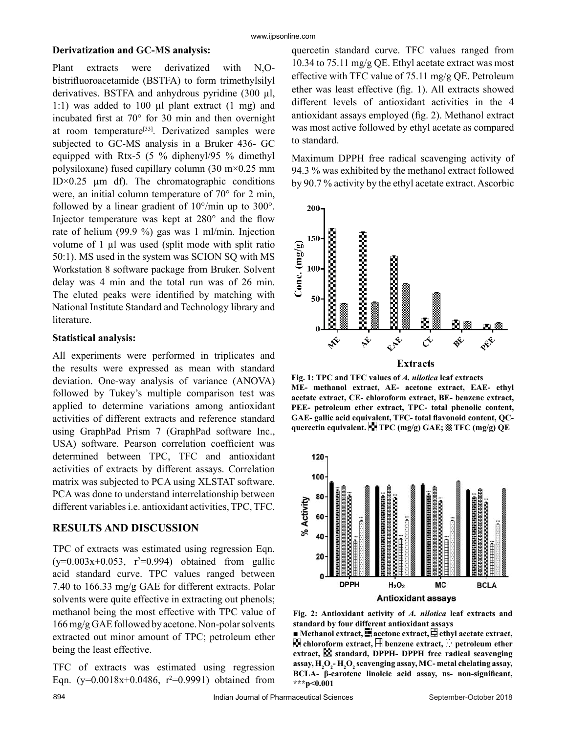**Derivatization and GC-MS analysis:**

Plant extracts were derivatized with N,O-bistrifluoroacetamide (BSTFA) to form trimethylsilyl derivatives. BSTFA and anhydrous pyridine (300 µl, 1:1) was added to 100 µl plant extract (1 mg) and incubated first at 70° for 30 min and then overnight at room temperature[33]. Derivatized samples were subjected to GC-MS analysis in a Bruker 436- GC equipped with Rtx-5 (5 % diphenyl/95 % dimethyl polysiloxane) fused capillary column (30 m×0.25 mm ID×0.25 µm df). The chromatographic conditions were, an initial column temperature of 70° for 2 min, followed by a linear gradient of 10°/min up to 300°. Injector temperature was kept at 280° and the flow rate of helium (99.9 %) gas was 1 ml/min. Injection volume of 1 µl was used (split mode with split ratio 50:1). MS used in the system was SCION SQ with MS Workstation 8 software package from Bruker. Solvent delay was 4 min and the total run was of 26 min. The eluted peaks were identified by matching with National Institute Standard and Technology library and literature.

**Statistical analysis:**

All experiments were performed in triplicates and the results were expressed as mean with standard deviation. One-way analysis of variance (ANOVA) followed by Tukey's multiple comparison test was applied to determine variations among antioxidant activities of different extracts and reference standard using GraphPad Prism 7 (GraphPad software Inc., USA) software. Pearson correlation coefficient was determined between TPC, TFC and antioxidant activities of extracts by different assays. Correlation matrix was subjected to PCA using XLSTAT software. PCA was done to understand interrelationship between different variables i.e. antioxidant activities, TPC, TFC.

## RESULTS AND DISCUSSION

TPC of extracts was estimated using regression Eqn. ($y=0.003x+0.053$, $r^2=0.994$) obtained from gallic acid standard curve. TPC values ranged between 7.40 to 166.33 mg/g GAE for different extracts. Polar solvents were quite effective in extracting out phenols; methanol being the most effective with TPC value of 166 mg/g GAE followed by acetone. Non-polar solvents extracted out minor amount of TPC; petroleum ether being the least effective.

TFC of extracts was estimated using regression Eqn. ($y=0.0018x+0.0486$, $r^2=0.9991$) obtained from quercetin standard curve. TFC values ranged from 10.34 to 75.11 mg/g QE. Ethyl acetate extract was most effective with TFC value of 75.11 mg/g QE. Petroleum ether was least effective (fig. 1). All extracts showed different levels of antioxidant activities in the 4 antioxidant assays employed (fig. 2). Methanol extract was most active followed by ethyl acetate as compared to standard.

Maximum DPPH free radical scavenging activity of 94.3 % was exhibited by the methanol extract followed by 90.7 % activity by the ethyl acetate extract. Ascorbic

**Fig. 1: TPC and TFC values of *A. nilotica* leaf extracts**
**ME- methanol extract, AE- acetone extract, EAE- ethyl acetate extract, CE- chloroform extract, BE- benzene extract, PEE- petroleum ether extract, TPC- total phenolic content, GAE- gallic acid equivalent, TFC- total flavonoid content, QC- quercetin equivalent. TPC (mg/g) GAE; TFC (mg/g) QE**

**Fig. 2: Antioxidant activity of *A. nilotica* leaf extracts and standard by four different antioxidant assays**
**Methanol extract, acetone extract, ethyl acetate extract, chloroform extract, benzene extract, petroleum ether extract, standard, DPPH- DPPH free radical scavenging assay, $H_2O_2$- $H_2O_2$ scavenging assay, MC- metal chelating assay, BCLA- β-carotene linoleic acid assay, ns- non-significant, \*\*\*p<0.001**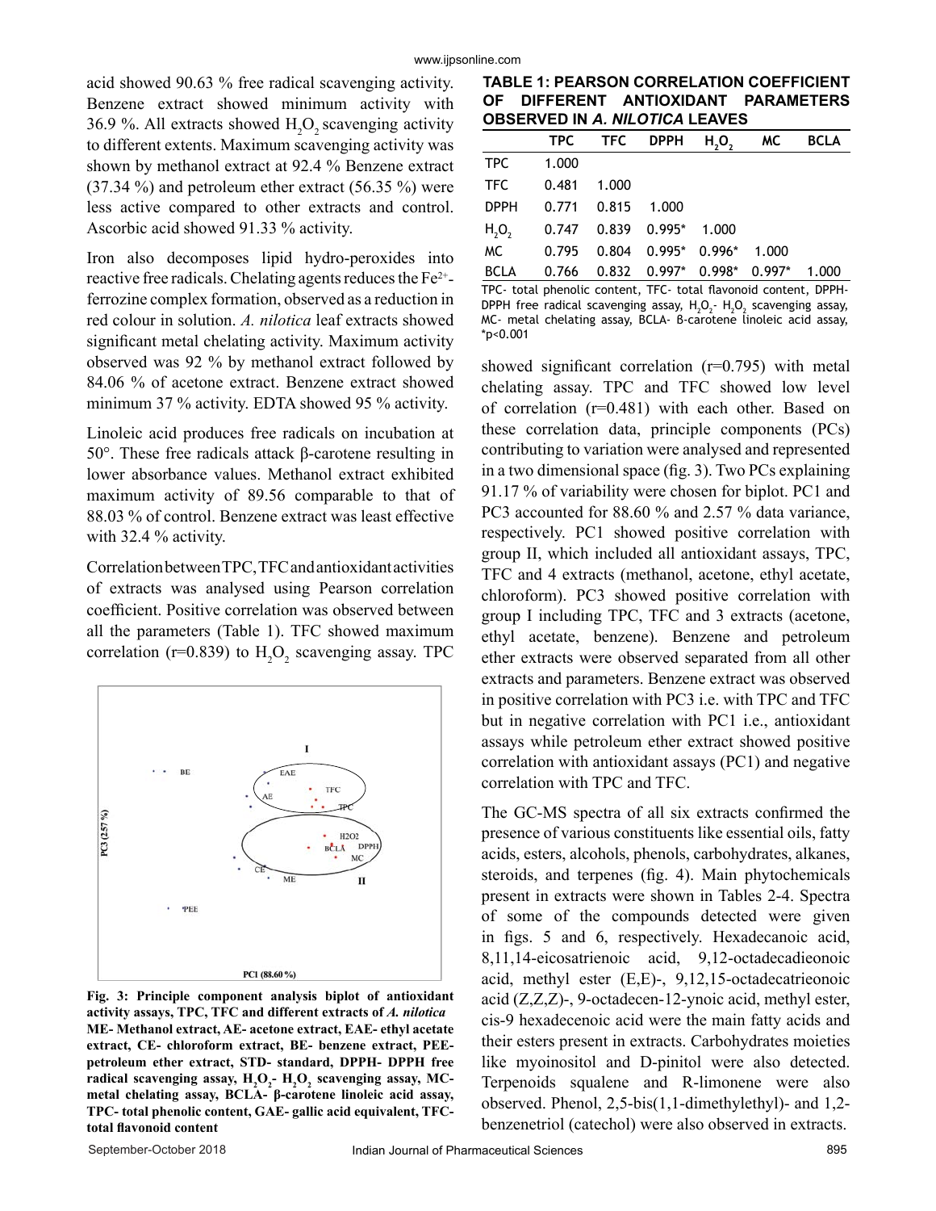acid showed 90.63 % free radical scavenging activity. Benzene extract showed minimum activity with 36.9 %. All extracts showed $H_2O_2$ scavenging activity to different extents. Maximum scavenging activity was shown by methanol extract at 92.4 % Benzene extract (37.34 %) and petroleum ether extract (56.35 %) were less active compared to other extracts and control. Ascorbic acid showed 91.33 % activity.

Iron also decomposes lipid hydro-peroxides into reactive free radicals. Chelating agents reduces the $Fe^{2+}$-ferrozine complex formation, observed as a reduction in red colour in solution. *A. nilotica* leaf extracts showed significant metal chelating activity. Maximum activity observed was 92 % by methanol extract followed by 84.06 % of acetone extract. Benzene extract showed minimum 37 % activity. EDTA showed 95 % activity.

Linoleic acid produces free radicals on incubation at 50°. These free radicals attack β-carotene resulting in lower absorbance values. Methanol extract exhibited maximum activity of 89.56 comparable to that of 88.03 % of control. Benzene extract was least effective with 32.4 % activity.

Correlation between TPC, TFC and antioxidant activities of extracts was analysed using Pearson correlation coefficient. Positive correlation was observed between all the parameters (Table 1). TFC showed maximum correlation (r=0.839) to $H_2O_2$ scavenging assay. TPC showed significant correlation (r=0.795) with metal chelating assay. TPC and TFC showed low level of correlation (r=0.481) with each other. Based on these correlation data, principle components (PCs) contributing to variation were analysed and represented in a two dimensional space (fig. 3). Two PCs explaining 91.17 % of variability were chosen for biplot. PC1 and PC3 accounted for 88.60 % and 2.57 % data variance, respectively. PC1 showed positive correlation with group II, which included all antioxidant assays, TPC, TFC and 4 extracts (methanol, acetone, ethyl acetate, chloroform). PC3 showed positive correlation with group I including TPC, TFC and 3 extracts (acetone, ethyl acetate, benzene). Benzene and petroleum ether extracts were observed separated from all other extracts and parameters. Benzene extract was observed in positive correlation with PC3 i.e. with TPC and TFC but in negative correlation with PC1 i.e., antioxidant assays while petroleum ether extract showed positive correlation with antioxidant assays (PC1) and negative correlation with TPC and TFC.

**TABLE 1: PEARSON CORRELATION COEFFICIENT OF DIFFERENT ANTIOXIDANT PARAMETERS OBSERVED IN *A. NILOTICA* LEAVES**

| | TPC | TFC | DPPH | $H_2O_2$ | MC | BCLA |
|---|---|---|---|---|---|---|
| TPC | 1.000 | | | | | |
| TFC | 0.481 | 1.000 | | | | |
| DPPH | 0.771 | 0.815 | 1.000 | | | |
| $H_2O_2$ | 0.747 | 0.839 | 0.995* | 1.000 | | |
| MC | 0.795 | 0.804 | 0.995* | 0.996* | 1.000 | |
| BCLA | 0.766 | 0.832 | 0.997* | 0.998* | 0.997* | 1.000 |

TPC- total phenolic content, TFC- total flavonoid content, DPPH- DPPH free radical scavenging assay, $H_2O_2$- $H_2O_2$ scavenging assay, MC- metal chelating assay, BCLA- β-carotene linoleic acid assay, *p<0.001

**Fig. 3: Principle component analysis biplot of antioxidant activity assays, TPC, TFC and different extracts of *A. nilotica***
**ME- Methanol extract, AE- acetone extract, EAE- ethyl acetate extract, CE- chloroform extract, BE- benzene extract, PEE- petroleum ether extract, STD- standard, DPPH- DPPH free radical scavenging assay, $H_2O_2$- $H_2O_2$ scavenging assay, MC- metal chelating assay, BCLA- β-carotene linoleic acid assay, TPC- total phenolic content, GAE- gallic acid equivalent, TFC- total flavonoid content**

The GC-MS spectra of all six extracts confirmed the presence of various constituents like essential oils, fatty acids, esters, alcohols, phenols, carbohydrates, alkanes, steroids, and terpenes (fig. 4). Main phytochemicals present in extracts were shown in Tables 2-4. Spectra of some of the compounds detected were given in figs. 5 and 6, respectively. Hexadecanoic acid, 8,11,14-eicosatrienoic acid, 9,12-octadecadieonoic acid, methyl ester (E,E)-, 9,12,15-octadecatrieonoic acid (Z,Z,Z)-, 9-octadecen-12-ynoic acid, methyl ester, cis-9 hexadecenoic acid were the main fatty acids and their esters present in extracts. Carbohydrates moieties like myoinositol and D-pinitol were also detected. Terpenoids squalene and R-limonene were also observed. Phenol, 2,5-bis(1,1-dimethylethyl)- and 1,2-benzenetriol (catechol) were also observed in extracts.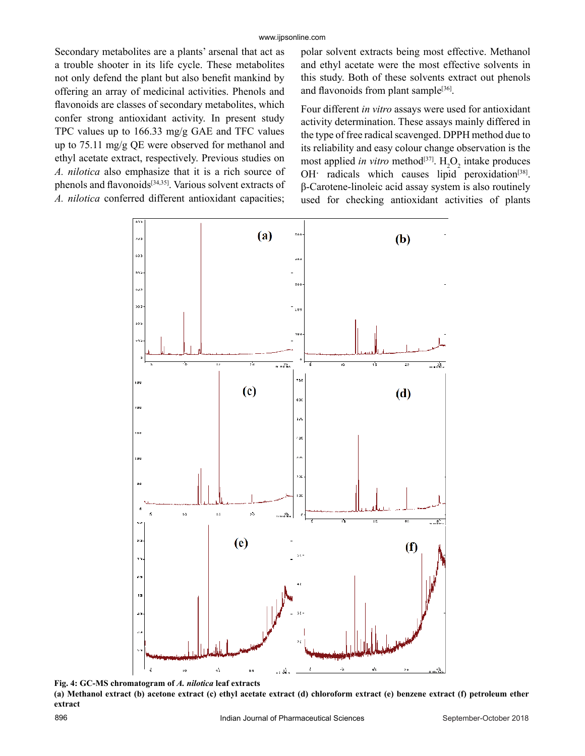Secondary metabolites are a plants' arsenal that act as a trouble shooter in its life cycle. These metabolites not only defend the plant but also benefit mankind by offering an array of medicinal activities. Phenols and flavonoids are classes of secondary metabolites, which confer strong antioxidant activity. In present study TPC values up to 166.33 mg/g GAE and TFC values up to 75.11 mg/g QE were observed for methanol and ethyl acetate extract, respectively. Previous studies on *A. nilotica* also emphasize that it is a rich source of phenols and flavonoids[34,35]. Various solvent extracts of *A. nilotica* conferred different antioxidant capacities; polar solvent extracts being most effective. Methanol and ethyl acetate were the most effective solvents in this study. Both of these solvents extract out phenols and flavonoids from plant sample[36].

Four different *in vitro* assays were used for antioxidant activity determination. These assays mainly differed in the type of free radical scavenged. DPPH method due to its reliability and easy colour change observation is the most applied *in vitro* method[37]. $H_2O_2$ intake produces OH· radicals which causes lipid peroxidation[38]. β-Carotene-linoleic acid assay system is also routinely used for checking antioxidant activities of plants

**Fig. 4: GC-MS chromatogram of *A. nilotica* leaf extracts**

**(a) Methanol extract (b) acetone extract (c) ethyl acetate extract (d) chloroform extract (e) benzene extract (f) petroleum ether extract**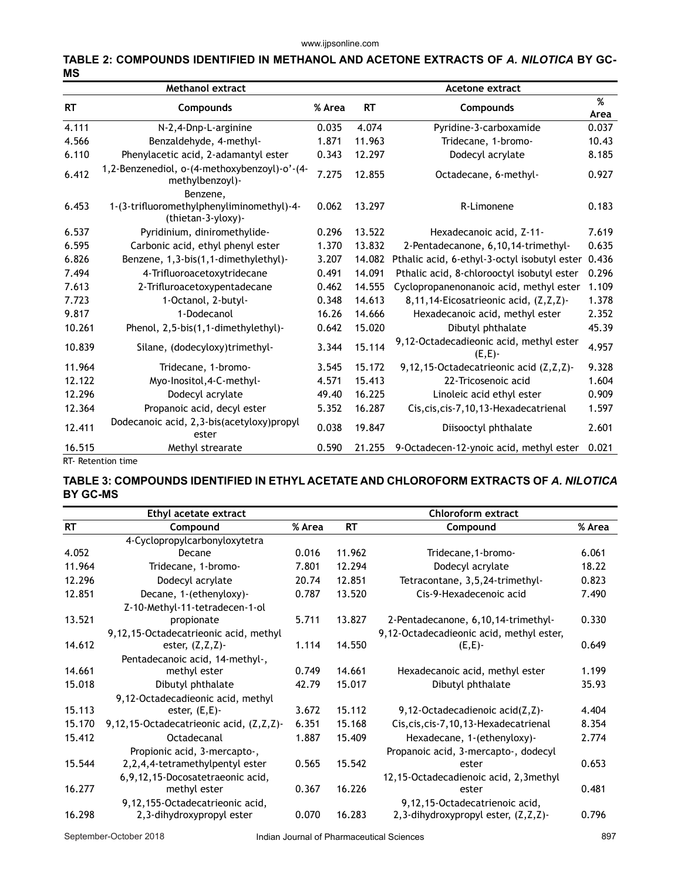**TABLE 2: COMPOUNDS IDENTIFIED IN METHANOL AND ACETONE EXTRACTS OF *A. NILOTICA* BY GC-MS**

| Methanol extract | | | Acetone extract | | |
|---|---|---|---|---|---|
| RT | Compounds | % Area | RT | Compounds | % Area |
| 4.111 | N-2,4-Dnp-L-arginine | 0.035 | 4.074 | Pyridine-3-carboxamide | 0.037 |
| 4.566 | Benzaldehyde, 4-methyl- | 1.871 | 11.963 | Tridecane, 1-bromo- | 10.43 |
| 6.110 | Phenylacetic acid, 2-adamantyl ester | 0.343 | 12.297 | Dodecyl acrylate | 8.185 |
| 6.412 | 1,2-Benzenediol, o-(4-methoxybenzoyl)-o'-(4-methylbenzoyl)- | 7.275 | 12.855 | Octadecane, 6-methyl- | 0.927 |
| 6.453 | Benzene, 1-(3-trifluoromethylphenyliminomethyl)-4-(thietan-3-yloxy)- | 0.062 | 13.297 | R-Limonene | 0.183 |
| 6.537 | Pyridinium, diniromethylide- | 0.296 | 13.522 | Hexadecanoic acid, Z-11- | 7.619 |
| 6.595 | Carbonic acid, ethyl phenyl ester | 1.370 | 13.832 | 2-Pentadecanone, 6,10,14-trimethyl- | 0.635 |
| 6.826 | Benzene, 1,3-bis(1,1-dimethylethyl)- | 3.207 | 14.082 | Pthalic acid, 6-ethyl-3-octyl isobutyl ester | 0.436 |
| 7.494 | 4-Trifluoroacetoxytridecane | 0.491 | 14.091 | Pthalic acid, 8-chlorooctyl isobutyl ester | 0.296 |
| 7.613 | 2-Trifluroacetoxypentadecane | 0.462 | 14.555 | Cyclopropanenonanoic acid, methyl ester | 1.109 |
| 7.723 | 1-Octanol, 2-butyl- | 0.348 | 14.613 | 8,11,14-Eicosatrieonic acid, (Z,Z,Z)- | 1.378 |
| 9.817 | 1-Dodecanol | 16.26 | 14.666 | Hexadecanoic acid, methyl ester | 2.352 |
| 10.261 | Phenol, 2,5-bis(1,1-dimethylethyl)- | 0.642 | 15.020 | Dibutyl phthalate | 45.39 |
| 10.839 | Silane, (dodecyloxy)trimethyl- | 3.344 | 15.114 | 9,12-Octadecadieonic acid, methyl ester (E,E)- | 4.957 |
| 11.964 | Tridecane, 1-bromo- | 3.545 | 15.172 | 9,12,15-Octadecatrieonic acid (Z,Z,Z)- | 9.328 |
| 12.122 | Myo-Inositol,4-C-methyl- | 4.571 | 15.413 | 22-Tricosenoic acid | 1.604 |
| 12.296 | Dodecyl acrylate | 49.40 | 16.225 | Linoleic acid ethyl ester | 0.909 |
| 12.364 | Propanoic acid, decyl ester | 5.352 | 16.287 | Cis,cis,cis-7,10,13-Hexadecatrienal | 1.597 |
| 12.411 | Dodecanoic acid, 2,3-bis(acetyloxy)propyl ester | 0.038 | 19.847 | Diisooctyl phthalate | 2.601 |
| 16.515 | Methyl strearate | 0.590 | 21.255 | 9-Octadecen-12-ynoic acid, methyl ester | 0.021 |

RT- Retention time

**TABLE 3: COMPOUNDS IDENTIFIED IN ETHYL ACETATE AND CHLOROFORM EXTRACTS OF *A. NILOTICA* BY GC-MS**

| Ethyl acetate extract | | | Chloroform extract | | |
|---|---|---|---|---|---|
| RT | Compound | % Area | RT | Compound | % Area |
| 4.052 | 4-Cyclopropylcarbonyloxytetra Decane | 0.016 | 11.962 | Tridecane,1-bromo- | 6.061 |
| 11.964 | Tridecane, 1-bromo- | 7.801 | 12.294 | Dodecyl acrylate | 18.22 |
| 12.296 | Dodecyl acrylate | 20.74 | 12.851 | Tetracontane, 3,5,24-trimethyl- | 0.823 |
| 12.851 | Decane, 1-(ethenyloxy)- | 0.787 | 13.520 | Cis-9-Hexadecenoic acid | 7.490 |
| 13.521 | Z-10-Methyl-11-tetradecen-1-ol propionate | 5.711 | 13.827 | 2-Pentadecanone, 6,10,14-trimethyl- | 0.330 |
| 14.612 | 9,12,15-Octadecatrieonic acid, methyl ester, (Z,Z,Z)- | 1.114 | 14.550 | 9,12-Octadecadieonic acid, methyl ester, (E,E)- | 0.649 |
| 14.661 | Pentadecanoic acid, 14-methyl-, methyl ester | 0.749 | 14.661 | Hexadecanoic acid, methyl ester | 1.199 |
| 15.018 | Dibutyl phthalate | 42.79 | 15.017 | Dibutyl phthalate | 35.93 |
| 15.113 | 9,12-Octadecadieonic acid, methyl ester, (E,E)- | 3.672 | 15.112 | 9,12-Octadecadienoic acid(Z,Z)- | 4.404 |
| 15.170 | 9,12,15-Octadecatrieonic acid, (Z,Z,Z)- | 6.351 | 15.168 | Cis,cis,cis-7,10,13-Hexadecatrienal | 8.354 |
| 15.412 | Octadecanal | 1.887 | 15.409 | Hexadecane, 1-(ethenyloxy)- | 2.774 |
| 15.544 | Propionic acid, 3-mercapto-, 2,2,4,4-tetramethylpentyl ester | 0.565 | 15.542 | Propanoic acid, 3-mercapto-, dodecyl ester | 0.653 |
| 16.277 | 6,9,12,15-Docosatetraeonic acid, methyl ester | 0.367 | 16.226 | 12,15-Octadecadienoic acid, 2,3methyl ester | 0.481 |
| 16.298 | 9,12,155-Octadecatrieonic acid, 2,3-dihydroxypropyl ester | 0.070 | 16.283 | 9,12,15-Octadecatrienoic acid, 2,3-dihydroxypropyl ester, (Z,Z,Z)- | 0.796 |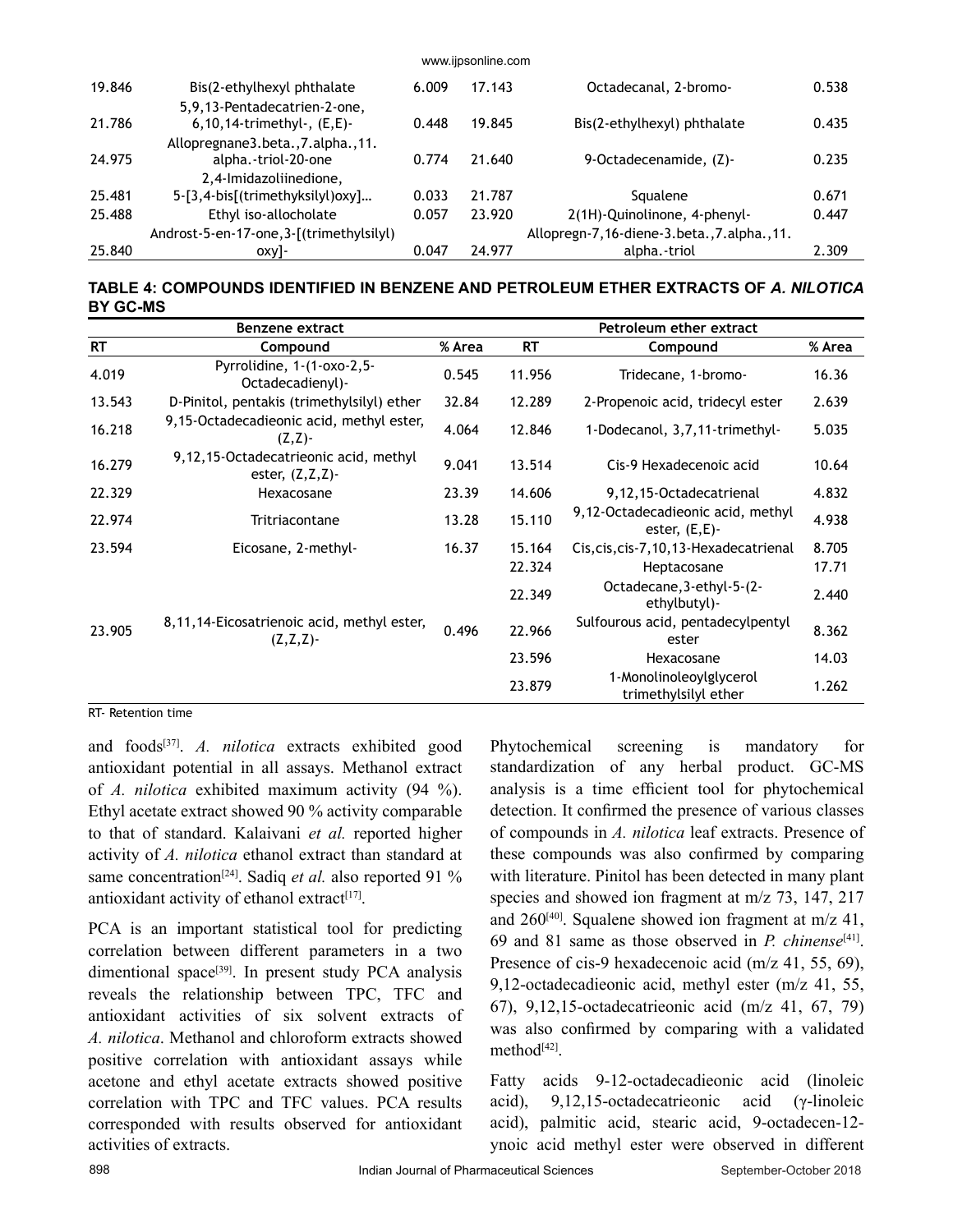| 19.846 | Bis(2-ethylhexyl phthalate | 6.009 | 17.143 | Octadecanal, 2-bromo- | 0.538 |
|---|---|---|---|---|---|
| 21.786 | 5,9,13-Pentadecatrien-2-one, 6,10,14-trimethyl-, (E,E)- | 0.448 | 19.845 | Bis(2-ethylhexyl) phthalate | 0.435 |
| 24.975 | Allopregnane3.beta.,7.alpha.,11. alpha.-triol-20-one | 0.774 | 21.640 | 9-Octadecenamide, (Z)- | 0.235 |
| 25.481 | 2,4-Imidazoliinedione, 5-[3,4-bis[(trimethyksilyl)oxy]… | 0.033 | 21.787 | Squalene | 0.671 |
| 25.488 | Ethyl iso-allocholate | 0.057 | 23.920 | 2(1H)-Quinolinone, 4-phenyl- | 0.447 |
| 25.840 | Androst-5-en-17-one,3-[(trimethylsilyl) oxy]- | 0.047 | 24.977 | Allopregn-7,16-diene-3.beta.,7.alpha.,11. alpha.-triol | 2.309 |

**TABLE 4: COMPOUNDS IDENTIFIED IN BENZENE AND PETROLEUM ETHER EXTRACTS OF *A. NILOTICA* BY GC-MS**

| Benzene extract | | | Petroleum ether extract | | |
|---|---|---|---|---|---|
| RT | Compound | % Area | RT | Compound | % Area |
| 4.019 | Pyrrolidine, 1-(1-oxo-2,5-Octadecadienyl)- | 0.545 | 11.956 | Tridecane, 1-bromo- | 16.36 |
| 13.543 | D-Pinitol, pentakis (trimethylsilyl) ether | 32.84 | 12.289 | 2-Propenoic acid, tridecyl ester | 2.639 |
| 16.218 | 9,15-Octadecadieonic acid, methyl ester, (Z,Z)- | 4.064 | 12.846 | 1-Dodecanol, 3,7,11-trimethyl- | 5.035 |
| 16.279 | 9,12,15-Octadecatrieonic acid, methyl ester, (Z,Z,Z)- | 9.041 | 13.514 | Cis-9 Hexadecenoic acid | 10.64 |
| 22.329 | Hexacosane | 23.39 | 14.606 | 9,12,15-Octadecatrienal | 4.832 |
| 22.974 | Tritriacontane | 13.28 | 15.110 | 9,12-Octadecadieonic acid, methyl ester, (E,E)- | 4.938 |
| 23.594 | Eicosane, 2-methyl- | 16.37 | 15.164 | Cis,cis,cis-7,10,13-Hexadecatrienal | 8.705 |
| | | | 22.324 | Heptacosane | 17.71 |
| | | | 22.349 | Octadecane,3-ethyl-5-(2-ethylbutyl)- | 2.440 |
| 23.905 | 8,11,14-Eicosatrienoic acid, methyl ester, (Z,Z,Z)- | 0.496 | 22.966 | Sulfourous acid, pentadecylpentyl ester | 8.362 |
| | | | 23.596 | Hexacosane | 14.03 |
| | | | 23.879 | 1-Monolinoleoylglycerol trimethylsilyl ether | 1.262 |

RT- Retention time

and foods[37]. *A. nilotica* extracts exhibited good antioxidant potential in all assays. Methanol extract of *A. nilotica* exhibited maximum activity (94 %). Ethyl acetate extract showed 90 % activity comparable to that of standard. Kalaivani *et al.* reported higher activity of *A. nilotica* ethanol extract than standard at same concentration[24]. Sadiq *et al.* also reported 91 % antioxidant activity of ethanol extract[17].

PCA is an important statistical tool for predicting correlation between different parameters in a two dimentional space[39]. In present study PCA analysis reveals the relationship between TPC, TFC and antioxidant activities of six solvent extracts of *A. nilotica*. Methanol and chloroform extracts showed positive correlation with antioxidant assays while acetone and ethyl acetate extracts showed positive correlation with TPC and TFC values. PCA results corresponded with results observed for antioxidant activities of extracts.

Phytochemical screening is mandatory for standardization of any herbal product. GC-MS analysis is a time efficient tool for phytochemical detection. It confirmed the presence of various classes of compounds in *A. nilotica* leaf extracts. Presence of these compounds was also confirmed by comparing with literature. Pinitol has been detected in many plant species and showed ion fragment at m/z 73, 147, 217 and 260[40]. Squalene showed ion fragment at m/z 41, 69 and 81 same as those observed in *P. chinense*[41]. Presence of cis-9 hexadecenoic acid (m/z 41, 55, 69), 9,12-octadecadieonic acid, methyl ester (m/z 41, 55, 67), 9,12,15-octadecatrieonic acid (m/z 41, 67, 79) was also confirmed by comparing with a validated method[42].

Fatty acids 9-12-octadecadieonic acid (linoleic acid), 9,12,15-octadecatrieonic acid (γ-linoleic acid), palmitic acid, stearic acid, 9-octadecen-12-ynoic acid methyl ester were observed in different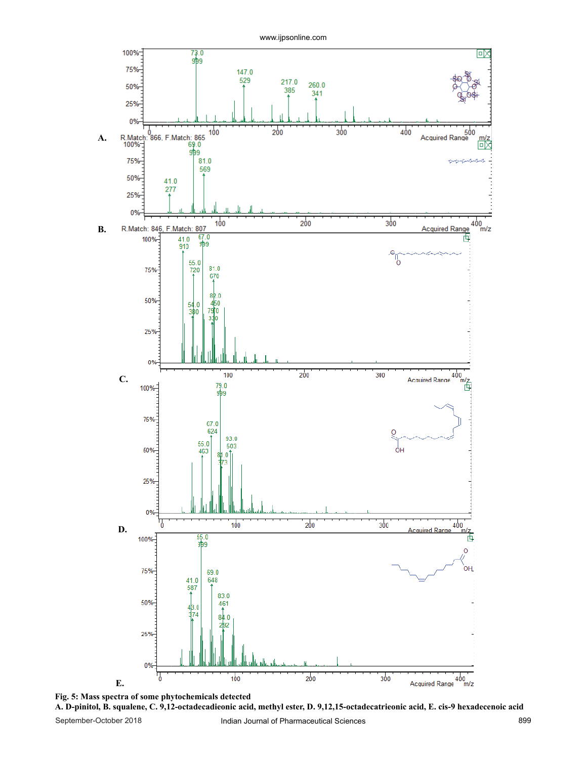**Fig. 5: Mass spectra of some phytochemicals detected**
**A. D-pinitol, B. squalene, C. 9,12-octadecadieonic acid, methyl ester, D. 9,12,15-octadecatrieonic acid, E. cis-9 hexadecenoic acid**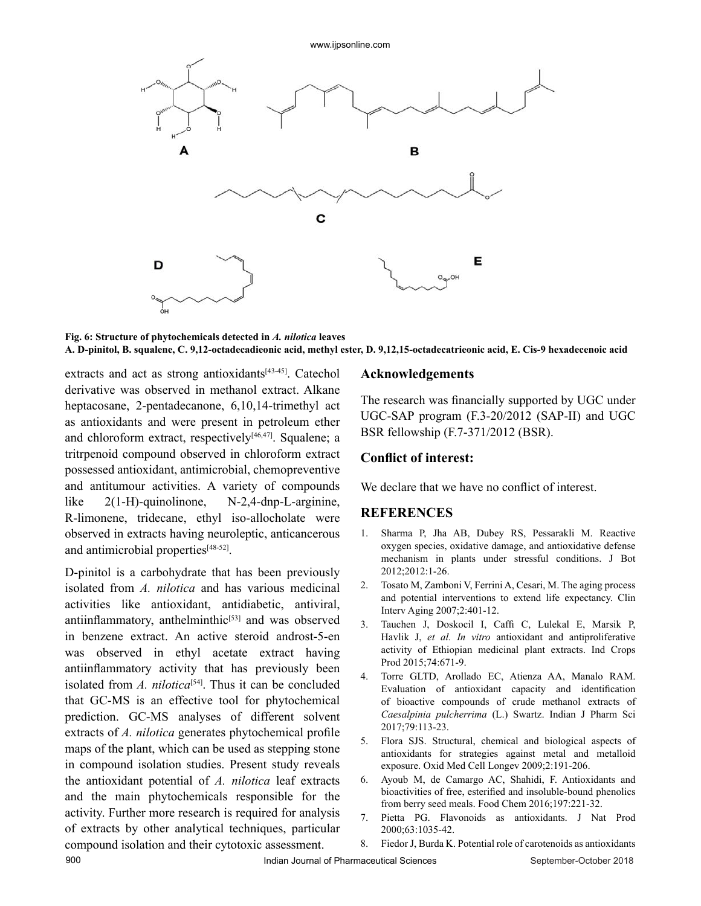**Fig. 6: Structure of phytochemicals detected in *A. nilotica* leaves**
**A. D-pinitol, B. squalene, C. 9,12-octadecadieonic acid, methyl ester, D. 9,12,15-octadecatrieonic acid, E. Cis-9 hexadecenoic acid**

extracts and act as strong antioxidants[43-45]. Catechol derivative was observed in methanol extract. Alkane heptacosane, 2-pentadecanone, 6,10,14-trimethyl act as antioxidants and were present in petroleum ether and chloroform extract, respectively[46,47]. Squalene; a tritrpenoid compound observed in chloroform extract possessed antioxidant, antimicrobial, chemopreventive and antitumour activities. A variety of compounds like 2(1-H)-quinolinone, N-2,4-dnp-L-arginine, R-limonene, tridecane, ethyl iso-allocholate were observed in extracts having neuroleptic, anticancerous and antimicrobial properties[48-52].

D-pinitol is a carbohydrate that has been previously isolated from *A. nilotica* and has various medicinal activities like antioxidant, antidiabetic, antiviral, antiinflammatory, anthelminthic[53] and was observed in benzene extract. An active steroid androst-5-en was observed in ethyl acetate extract having antiinflammatory activity that has previously been isolated from *A. nilotica*[54]. Thus it can be concluded that GC-MS is an effective tool for phytochemical prediction. GC-MS analyses of different solvent extracts of *A. nilotica* generates phytochemical profile maps of the plant, which can be used as stepping stone in compound isolation studies. Present study reveals the antioxidant potential of *A. nilotica* leaf extracts and the main phytochemicals responsible for the activity. Further more research is required for analysis of extracts by other analytical techniques, particular compound isolation and their cytotoxic assessment.

## Acknowledgements

The research was financially supported by UGC under UGC-SAP program (F.3-20/2012 (SAP-II) and UGC BSR fellowship (F.7-371/2012 (BSR).

## Conflict of interest:

We declare that we have no conflict of interest.

## REFERENCES

1. Sharma P, Jha AB, Dubey RS, Pessarakli M. Reactive oxygen species, oxidative damage, and antioxidative defense mechanism in plants under stressful conditions. J Bot 2012;2012:1-26.
2. Tosato M, Zamboni V, Ferrini A, Cesari, M. The aging process and potential interventions to extend life expectancy. Clin Interv Aging 2007;2:401-12.
3. Tauchen J, Doskocil I, Caffi C, Lulekal E, Marsik P, Havlik J, *et al. In vitro* antioxidant and antiproliferative activity of Ethiopian medicinal plant extracts. Ind Crops Prod 2015;74:671-9.
4. Torre GLTD, Arollado EC, Atienza AA, Manalo RAM. Evaluation of antioxidant capacity and identification of bioactive compounds of crude methanol extracts of *Caesalpinia pulcherrima* (L.) Swartz. Indian J Pharm Sci 2017;79:113-23.
5. Flora SJS. Structural, chemical and biological aspects of antioxidants for strategies against metal and metalloid exposure. Oxid Med Cell Longev 2009;2:191-206.
6. Ayoub M, de Camargo AC, Shahidi, F. Antioxidants and bioactivities of free, esterified and insoluble-bound phenolics from berry seed meals. Food Chem 2016;197:221-32.
7. Pietta PG. Flavonoids as antioxidants. J Nat Prod 2000;63:1035-42.
8. Fiedor J, Burda K. Potential role of carotenoids as antioxidants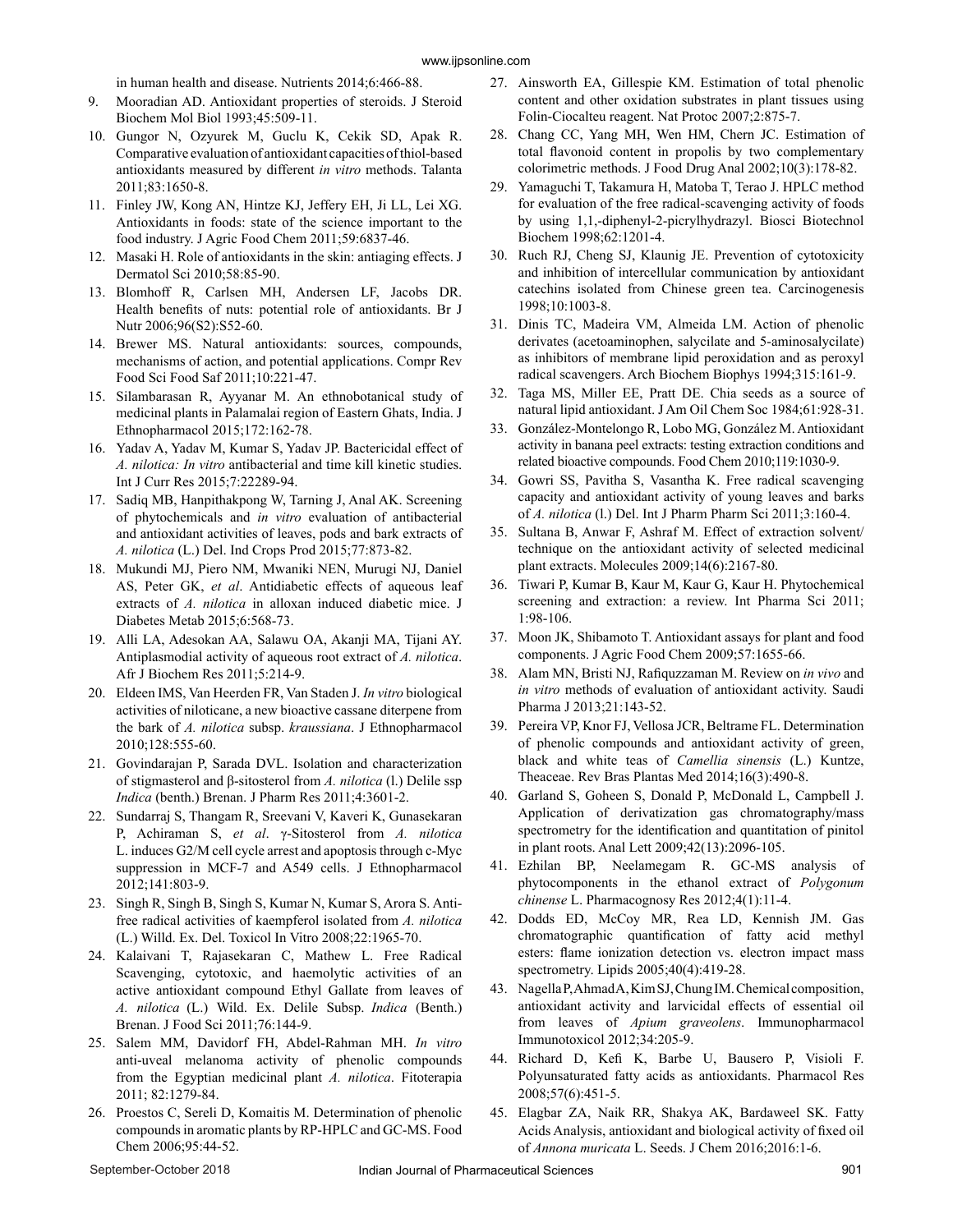in human health and disease. Nutrients 2014;6:466-88.

9. Mooradian AD. Antioxidant properties of steroids. J Steroid Biochem Mol Biol 1993;45:509-11.
10. Gungor N, Ozyurek M, Guclu K, Cekik SD, Apak R. Comparative evaluation of antioxidant capacities of thiol-based antioxidants measured by different *in vitro* methods. Talanta 2011;83:1650-8.
11. Finley JW, Kong AN, Hintze KJ, Jeffery EH, Ji LL, Lei XG. Antioxidants in foods: state of the science important to the food industry. J Agric Food Chem 2011;59:6837-46.
12. Masaki H. Role of antioxidants in the skin: antiaging effects. J Dermatol Sci 2010;58:85-90.
13. Blomhoff R, Carlsen MH, Andersen LF, Jacobs DR. Health benefits of nuts: potential role of antioxidants. Br J Nutr 2006;96(S2):S52-60.
14. Brewer MS. Natural antioxidants: sources, compounds, mechanisms of action, and potential applications. Compr Rev Food Sci Food Saf 2011;10:221-47.
15. Silambarasan R, Ayyanar M. An ethnobotanical study of medicinal plants in Palamalai region of Eastern Ghats, India. J Ethnopharmacol 2015;172:162-78.
16. Yadav A, Yadav M, Kumar S, Yadav JP. Bactericidal effect of *A. nilotica: In vitro* antibacterial and time kill kinetic studies. Int J Curr Res 2015;7:22289-94.
17. Sadiq MB, Hanpithakpong W, Tarning J, Anal AK. Screening of phytochemicals and *in vitro* evaluation of antibacterial and antioxidant activities of leaves, pods and bark extracts of *A. nilotica* (L.) Del. Ind Crops Prod 2015;77:873-82.
18. Mukundi MJ, Piero NM, Mwaniki NEN, Murugi NJ, Daniel AS, Peter GK, *et al*. Antidiabetic effects of aqueous leaf extracts of *A. nilotica* in alloxan induced diabetic mice. J Diabetes Metab 2015;6:568-73.
19. Alli LA, Adesokan AA, Salawu OA, Akanji MA, Tijani AY. Antiplasmodial activity of aqueous root extract of *A. nilotica*. Afr J Biochem Res 2011;5:214-9.
20. Eldeen IMS, Van Heerden FR, Van Staden J. *In vitro* biological activities of niloticane, a new bioactive cassane diterpene from the bark of *A. nilotica* subsp. *kraussiana*. J Ethnopharmacol 2010;128:555-60.
21. Govindarajan P, Sarada DVL. Isolation and characterization of stigmasterol and β-sitosterol from *A. nilotica* (l.) Delile ssp *Indica* (benth.) Brenan. J Pharm Res 2011;4:3601-2.
22. Sundarraj S, Thangam R, Sreevani V, Kaveri K, Gunasekaran P, Achiraman S, *et al*. γ-Sitosterol from *A. nilotica* L. induces G2/M cell cycle arrest and apoptosis through c-Myc suppression in MCF-7 and A549 cells. J Ethnopharmacol 2012;141:803-9.
23. Singh R, Singh B, Singh S, Kumar N, Kumar S, Arora S. Anti-free radical activities of kaempferol isolated from *A. nilotica* (L.) Willd. Ex. Del. Toxicol In Vitro 2008;22:1965-70.
24. Kalaivani T, Rajasekaran C, Mathew L. Free Radical Scavenging, cytotoxic, and haemolytic activities of an active antioxidant compound Ethyl Gallate from leaves of *A. nilotica* (L.) Wild. Ex. Delile Subsp. *Indica* (Benth.) Brenan. J Food Sci 2011;76:144-9.
25. Salem MM, Davidorf FH, Abdel-Rahman MH. *In vitro* anti-uveal melanoma activity of phenolic compounds from the Egyptian medicinal plant *A. nilotica*. Fitoterapia 2011; 82:1279-84.
26. Proestos C, Sereli D, Komaitis M. Determination of phenolic compounds in aromatic plants by RP-HPLC and GC-MS. Food Chem 2006;95:44-52.
27. Ainsworth EA, Gillespie KM. Estimation of total phenolic content and other oxidation substrates in plant tissues using Folin-Ciocalteu reagent. Nat Protoc 2007;2:875-7.
28. Chang CC, Yang MH, Wen HM, Chern JC. Estimation of total flavonoid content in propolis by two complementary colorimetric methods. J Food Drug Anal 2002;10(3):178-82.
29. Yamaguchi T, Takamura H, Matoba T, Terao J. HPLC method for evaluation of the free radical-scavenging activity of foods by using 1,1,-diphenyl-2-picrylhydrazyl. Biosci Biotechnol Biochem 1998;62:1201-4.
30. Ruch RJ, Cheng SJ, Klaunig JE. Prevention of cytotoxicity and inhibition of intercellular communication by antioxidant catechins isolated from Chinese green tea. Carcinogenesis 1998;10:1003-8.
31. Dinis TC, Madeira VM, Almeida LM. Action of phenolic derivates (acetoaminophen, salycilate and 5-aminosalycilate) as inhibitors of membrane lipid peroxidation and as peroxyl radical scavengers. Arch Biochem Biophys 1994;315:161-9.
32. Taga MS, Miller EE, Pratt DE. Chia seeds as a source of natural lipid antioxidant. J Am Oil Chem Soc 1984;61:928-31.
33. González-Montelongo R, Lobo MG, González M. Antioxidant activity in banana peel extracts: testing extraction conditions and related bioactive compounds. Food Chem 2010;119:1030-9.
34. Gowri SS, Pavitha S, Vasantha K. Free radical scavenging capacity and antioxidant activity of young leaves and barks of *A. nilotica* (l.) Del. Int J Pharm Pharm Sci 2011;3:160-4.
35. Sultana B, Anwar F, Ashraf M. Effect of extraction solvent/technique on the antioxidant activity of selected medicinal plant extracts. Molecules 2009;14(6):2167-80.
36. Tiwari P, Kumar B, Kaur M, Kaur G, Kaur H. Phytochemical screening and extraction: a review. Int Pharma Sci 2011; 1:98-106.
37. Moon JK, Shibamoto T. Antioxidant assays for plant and food components. J Agric Food Chem 2009;57:1655-66.
38. Alam MN, Bristi NJ, Rafiquzzaman M. Review on *in vivo* and *in vitro* methods of evaluation of antioxidant activity. Saudi Pharma J 2013;21:143-52.
39. Pereira VP, Knor FJ, Vellosa JCR, Beltrame FL. Determination of phenolic compounds and antioxidant activity of green, black and white teas of *Camellia sinensis* (L.) Kuntze, Theaceae. Rev Bras Plantas Med 2014;16(3):490-8.
40. Garland S, Goheen S, Donald P, McDonald L, Campbell J. Application of derivatization gas chromatography/mass spectrometry for the identification and quantitation of pinitol in plant roots. Anal Lett 2009;42(13):2096-105.
41. Ezhilan BP, Neelamegam R. GC-MS analysis of phytocomponents in the ethanol extract of *Polygonum chinense* L. Pharmacognosy Res 2012;4(1):11-4.
42. Dodds ED, McCoy MR, Rea LD, Kennish JM. Gas chromatographic quantification of fatty acid methyl esters: flame ionization detection vs. electron impact mass spectrometry. Lipids 2005;40(4):419-28.
43. Nagella P, Ahmad A, Kim SJ, Chung IM. Chemical composition, antioxidant activity and larvicidal effects of essential oil from leaves of *Apium graveolens*. Immunopharmacol Immunotoxicol 2012;34:205-9.
44. Richard D, Kefi K, Barbe U, Bausero P, Visioli F. Polyunsaturated fatty acids as antioxidants. Pharmacol Res 2008;57(6):451-5.
45. Elagbar ZA, Naik RR, Shakya AK, Bardaweel SK. Fatty Acids Analysis, antioxidant and biological activity of fixed oil of *Annona muricata* L. Seeds. J Chem 2016;2016:1-6.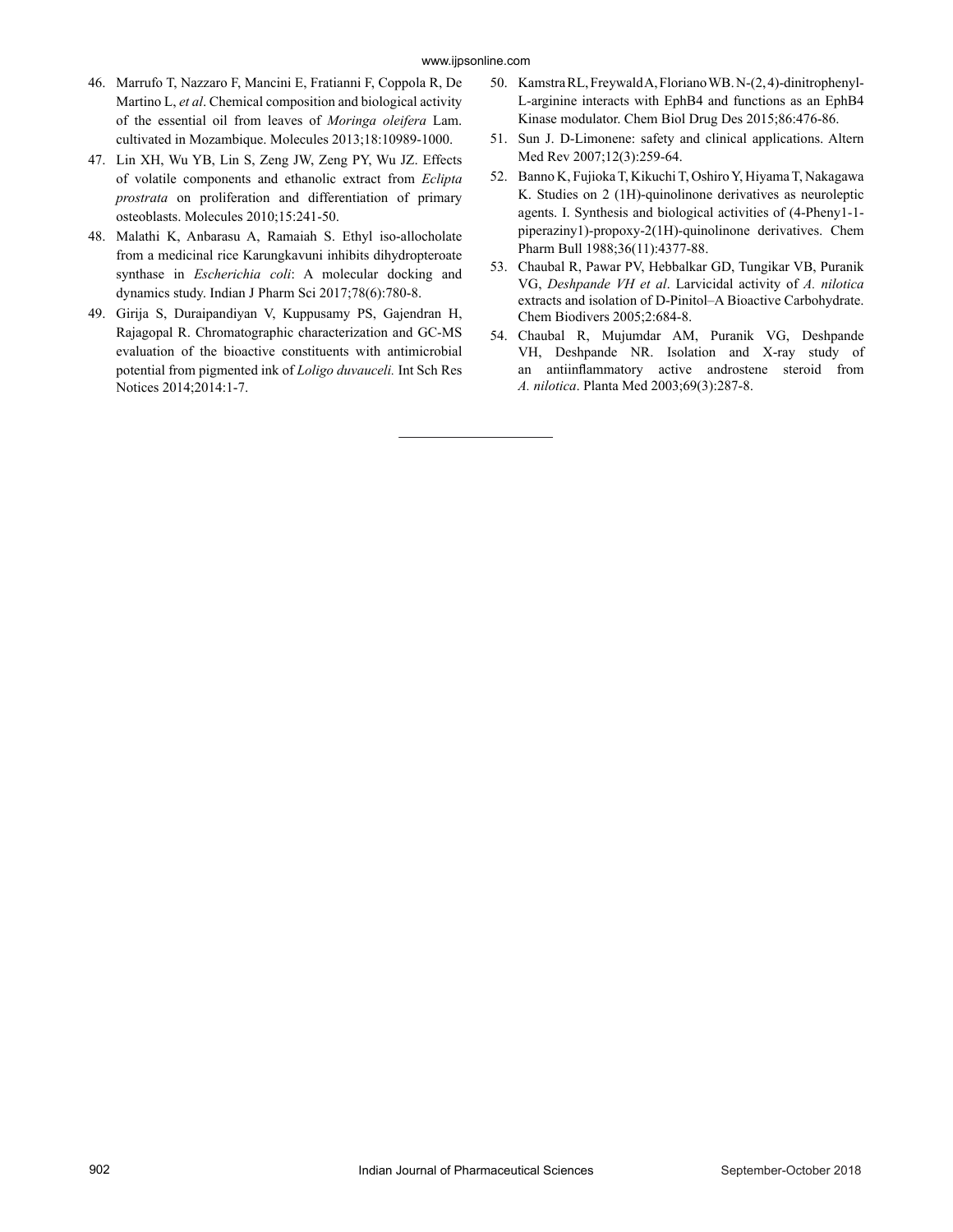46. Marrufo T, Nazzaro F, Mancini E, Fratianni F, Coppola R, De Martino L, *et al*. Chemical composition and biological activity of the essential oil from leaves of *Moringa oleifera* Lam. cultivated in Mozambique. Molecules 2013;18:10989-1000.
47. Lin XH, Wu YB, Lin S, Zeng JW, Zeng PY, Wu JZ. Effects of volatile components and ethanolic extract from *Eclipta prostrata* on proliferation and differentiation of primary osteoblasts. Molecules 2010;15:241-50.
48. Malathi K, Anbarasu A, Ramaiah S. Ethyl iso-allocholate from a medicinal rice Karungkavuni inhibits dihydropteroate synthase in *Escherichia coli*: A molecular docking and dynamics study. Indian J Pharm Sci 2017;78(6):780-8.
49. Girija S, Duraipandiyan V, Kuppusamy PS, Gajendran H, Rajagopal R. Chromatographic characterization and GC-MS evaluation of the bioactive constituents with antimicrobial potential from pigmented ink of *Loligo duvauceli.* Int Sch Res Notices 2014;2014:1-7.
50. Kamstra RL, Freywald A, Floriano WB. N-(2,4)-dinitrophenyl-L-arginine interacts with EphB4 and functions as an EphB4 Kinase modulator. Chem Biol Drug Des 2015;86:476-86.
51. Sun J. D-Limonene: safety and clinical applications. Altern Med Rev 2007;12(3):259-64.
52. Banno K, Fujioka T, Kikuchi T, Oshiro Y, Hiyama T, Nakagawa K. Studies on 2 (1H)-quinolinone derivatives as neuroleptic agents. I. Synthesis and biological activities of (4-Pheny1-1-piperaziny1)-propoxy-2(1H)-quinolinone derivatives. Chem Pharm Bull 1988;36(11):4377-88.
53. Chaubal R, Pawar PV, Hebbalkar GD, Tungikar VB, Puranik VG, *Deshpande VH et al*. Larvicidal activity of *A. nilotica* extracts and isolation of D-Pinitol–A Bioactive Carbohydrate. Chem Biodivers 2005;2:684-8.
54. Chaubal R, Mujumdar AM, Puranik VG, Deshpande VH, Deshpande NR. Isolation and X-ray study of an antiinflammatory active androstene steroid from *A. nilotica*. Planta Med 2003;69(3):287-8.